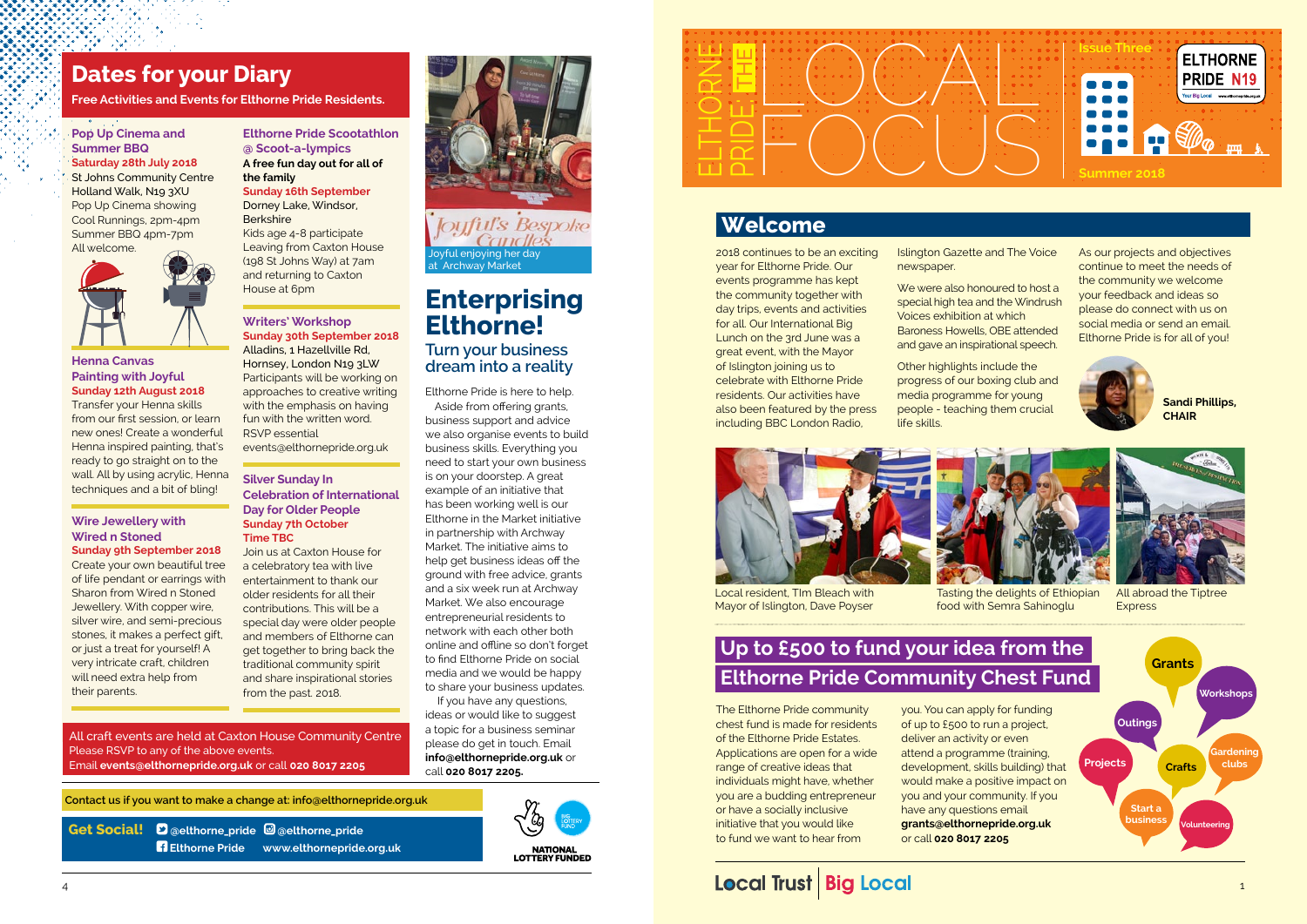# Dates for your Diary

**Free Activities and Events for Elthorne Pride Residents.**

### Pop Up Cinema and Summer BBQ

**Saturday 28th July 2018**
St Johns Community Centre
Holland Walk, N19 3XU
Pop Up Cinema showing
Cool Runnings, 2pm-4pm
Summer BBQ 4pm-7pm
All welcome.

### Henna Canvas Painting with Joyful

**Sunday 12th August 2018**
Transfer your Henna skills from our first session, or learn new ones! Create a wonderful Henna inspired painting, that's ready to go straight on to the wall. All by using acrylic, Henna techniques and a bit of bling!

### Wire Jewellery with Wired n Stoned

**Sunday 9th September 2018**
Create your own beautiful tree of life pendant or earrings with Sharon from Wired n Stoned Jewellery. With copper wire, silver wire, and semi-precious stones, it makes a perfect gift, or just a treat for yourself! A very intricate craft, children will need extra help from their parents.

### Elthorne Pride Scootathlon @ Scoot-a-lympics

**A free fun day out for all of the family**
**Sunday 16th September**
Dorney Lake, Windsor, Berkshire
Kids age 4-8 participate
Leaving from Caxton House (198 St Johns Way) at 7am and returning to Caxton House at 6pm

### Writers' Workshop

**Sunday 30th September 2018**
Alladins, 1 Hazellville Rd, Hornsey, London N19 3LW
Participants will be working on approaches to creative writing with the emphasis on having fun with the written word.
RSVP essential
events@elthornepride.org.uk

### Silver Sunday In Celebration of International Day for Older People

**Sunday 7th October**
**Time TBC**
Join us at Caxton House for a celebratory tea with live entertainment to thank our older residents for all their contributions. This will be a special day were older people and members of Elthorne can get together to bring back the traditional community spirit and share inspirational stories from the past. 2018.

All craft events are held at Caxton House Community Centre
Please RSVP to any of the above events.
Email **events@elthornepride.org.uk** or call **020 8017 2205**

Joyful enjoying her day at Archway Market

# Enterprising Elthorne!

## Turn your business dream into a reality

Elthorne Pride is here to help.

Aside from offering grants, business support and advice we also organise events to build business skills. Everything you need to start your own business is on your doorstep. A great example of an initiative that has been working well is our Elthorne in the Market initiative in partnership with Archway Market. The initiative aims to help get business ideas off the ground with free advice, grants and a six week run at Archway Market. We also encourage entrepreneurial residents to network with each other both online and offline so don't forget to find Elthorne Pride on social media and we would be happy to share your business updates.

If you have any questions, ideas or would like to suggest a topic for a business seminar please do get in touch. Email **info@elthornepride.org.uk** or call **020 8017 2205.**

**Contact us if you want to make a change at: info@elthornepride.org.uk**

**Get Social!** **@elthorne_pride** **@elthorne_pride** **Elthorne Pride** **www.elthornepride.org.uk**

NATIONAL LOTTERY FUNDED

# ELTHORNE PRIDE: THE LOCAL FOCUS

Issue Three
Summer 2018

ELTHORNE PRIDE N19

## Welcome

2018 continues to be an exciting year for Elthorne Pride. Our events programme has kept the community together with day trips, events and activities for all. Our International Big Lunch on the 3rd June was a great event, with the Mayor of Islington joining us to celebrate with Elthorne Pride residents. Our activities have also been featured by the press including BBC London Radio, Islington Gazette and The Voice newspaper.

We were also honoured to host a special high tea and the Windrush Voices exhibition at which Baroness Howells, OBE attended and gave an inspirational speech.

Other highlights include the progress of our boxing club and media programme for young people - teaching them crucial life skills.

As our projects and objectives continue to meet the needs of the community we welcome your feedback and ideas so please do connect with us on social media or send an email. Elthorne Pride is for all of you!

**Sandi Phillips, CHAIR**

Local resident, TIm Bleach with Mayor of Islington, Dave Poyser

Tasting the delights of Ethiopian food with Semra Sahinoglu

All abroad the Tiptree Express

## Up to £500 to fund your idea from the Elthorne Pride Community Chest Fund

The Elthorne Pride community chest fund is made for residents of the Elthorne Pride Estates. Applications are open for a wide range of creative ideas that individuals might have, whether you are a budding entrepreneur or have a socially inclusive initiative that you would like to fund we want to hear from you. You can apply for funding of up to £500 to run a project, deliver an activity or even attend a programme (training, development, skills building) that would make a positive impact on you and your community. If you have any questions email **grants@elthornepride.org.uk** or call **020 8017 2205**

Grants · Workshops · Outings · Gardening clubs · Projects · Crafts · Start a business · Volunteering

Local Trust | Big Local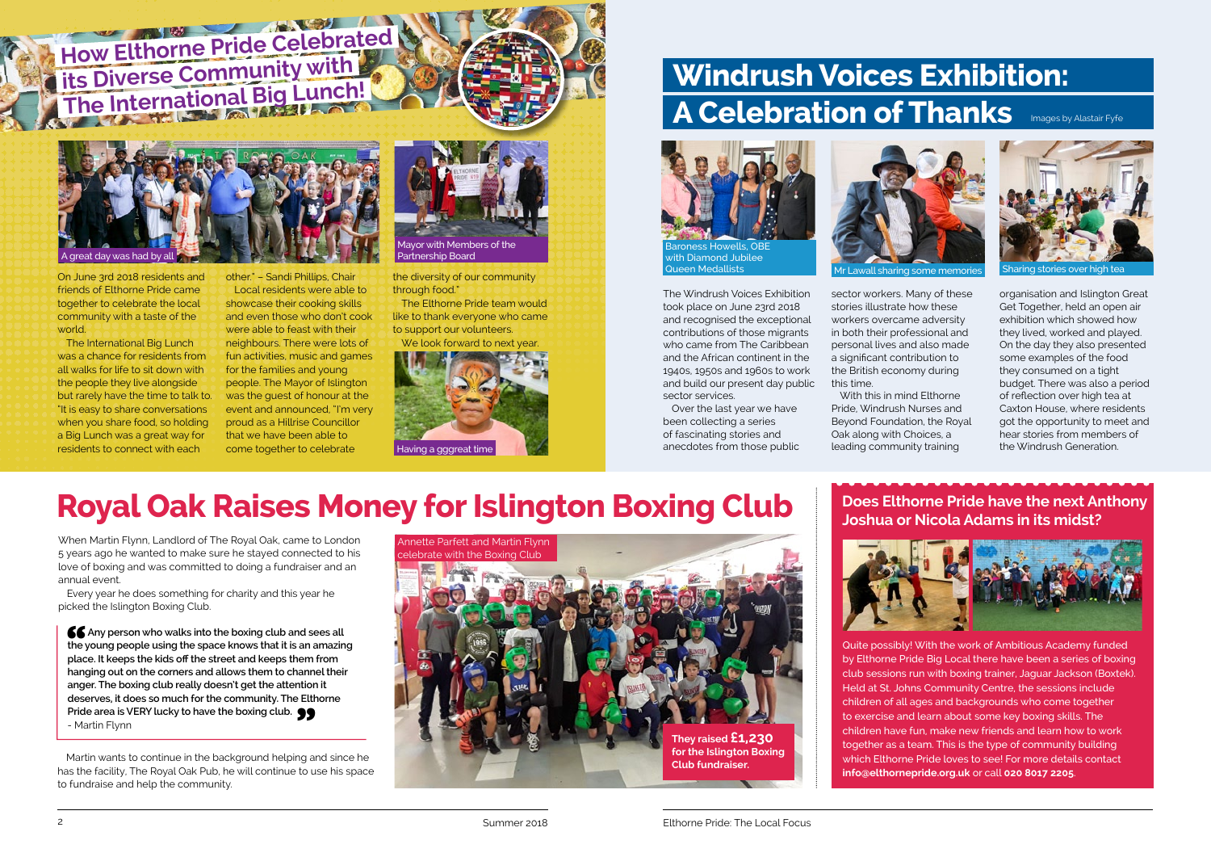# How Elthorne Pride Celebrated its Diverse Community with The International Big Lunch!

A great day was had by all

Mayor with Members of the Partnership Board

On June 3rd 2018 residents and friends of Elthorne Pride came together to celebrate the local community with a taste of the world.

The International Big Lunch was a chance for residents from all walks for life to sit down with the people they live alongside but rarely have the time to talk to. "It is easy to share conversations when you share food, so holding a Big Lunch was a great way for residents to connect with each other." – Sandi Phillips, Chair

Local residents were able to showcase their cooking skills and even those who don't cook were able to feast with their neighbours. There were lots of fun activities, music and games for the families and young people. The Mayor of Islington was the guest of honour at the event and announced, "I'm very proud as a Hillrise Councillor that we have been able to come together to celebrate the diversity of our community through food."

The Elthorne Pride team would like to thank everyone who came to support our volunteers.

We look forward to next year.

Having a gggreat time

# Windrush Voices Exhibition: A Celebration of Thanks

Images by Alastair Fyfe

Baroness Howells, OBE with Diamond Jubilee Queen Medallists

Mr Lawall sharing some memories

Sharing stories over high tea

The Windrush Voices Exhibition took place on June 23rd 2018 and recognised the exceptional contributions of those migrants who came from The Caribbean and the African continent in the 1940s, 1950s and 1960s to work and build our present day public sector services.

Over the last year we have been collecting a series of fascinating stories and anecdotes from those public sector workers. Many of these stories illustrate how these workers overcame adversity in both their professional and personal lives and also made a significant contribution to the British economy during this time.

With this in mind Elthorne Pride, Windrush Nurses and Beyond Foundation, the Royal Oak along with Choices, a leading community training organisation and Islington Great Get Together, held an open air exhibition which showed how they lived, worked and played. On the day they also presented some examples of the food they consumed on a tight budget. There was also a period of reflection over high tea at Caxton House, where residents got the opportunity to meet and hear stories from members of the Windrush Generation.

# Royal Oak Raises Money for Islington Boxing Club

When Martin Flynn, Landlord of The Royal Oak, came to London 5 years ago he wanted to make sure he stayed connected to his love of boxing and was committed to doing a fundraiser and an annual event.

Every year he does something for charity and this year he picked the Islington Boxing Club.

> **"Any person who walks into the boxing club and sees all the young people using the space knows that it is an amazing place. It keeps the kids off the street and keeps them from hanging out on the corners and allows them to channel their anger. The boxing club really doesn't get the attention it deserves, it does so much for the community. The Elthorne Pride area is VERY lucky to have the boxing club."**
> - Martin Flynn

Martin wants to continue in the background helping and since he has the facility, The Royal Oak Pub, he will continue to use his space to fundraise and help the community.

Annette Parfett and Martin Flynn celebrate with the Boxing Club

**They raised £1,230 for the Islington Boxing Club fundraiser.**

## Does Elthorne Pride have the next Anthony Joshua or Nicola Adams in its midst?

Quite possibly! With the work of Ambitious Academy funded by Elthorne Pride Big Local there have been a series of boxing club sessions run with boxing trainer, Jaguar Jackson (Boxtek). Held at St. Johns Community Centre, the sessions include children of all ages and backgrounds who come together to exercise and learn about some key boxing skills. The children have fun, make new friends and learn how to work together as a team. This is the type of community building which Elthorne Pride loves to see! For more details contact **info@elthornepride.org.uk** or call **020 8017 2205**.